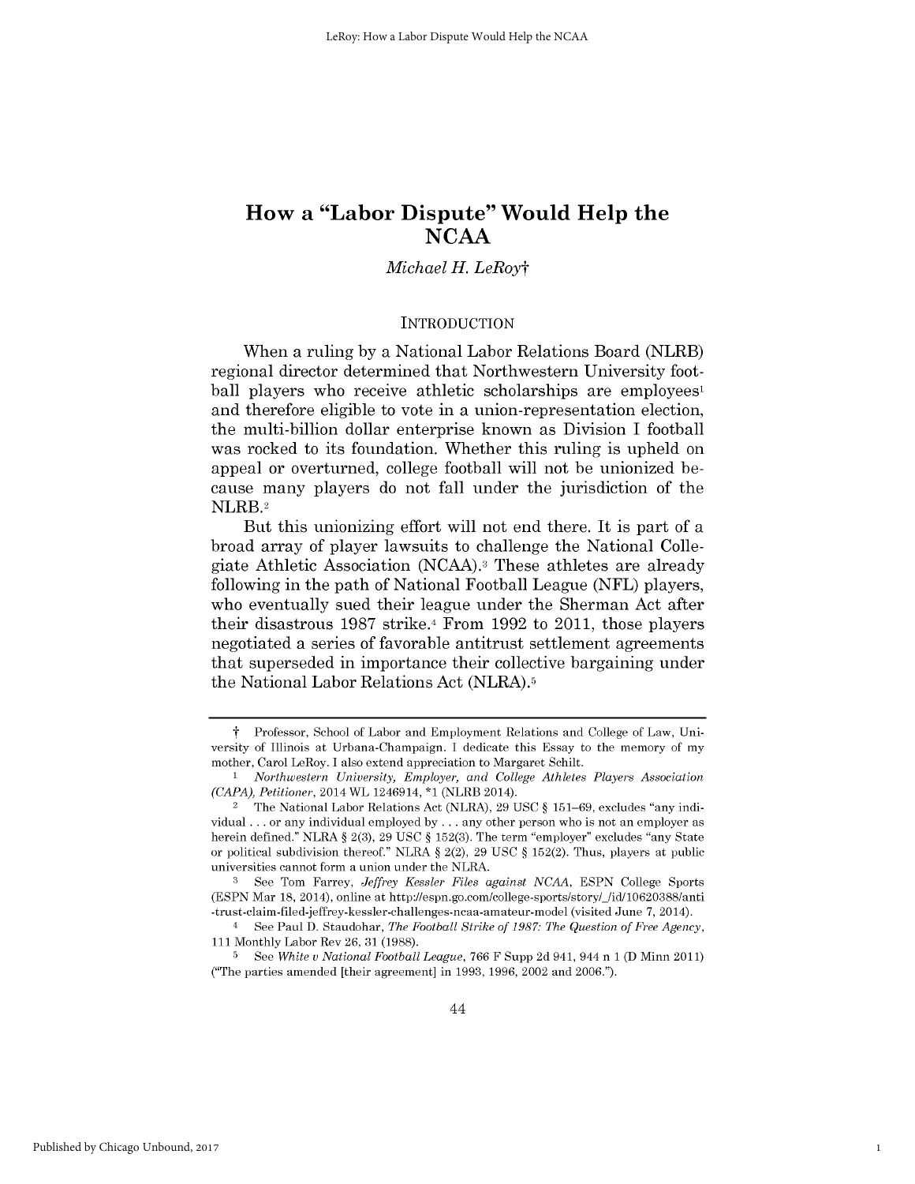# How a "Labor Dispute" Would Help the NCAA

*Michael H. LeRoy*†

## INTRODUCTION

When a ruling by a National Labor Relations Board (NLRB) regional director determined that Northwestern University football players who receive athletic scholarships are employees[1] and therefore eligible to vote in a union-representation election, the multi-billion dollar enterprise known as Division I football was rocked to its foundation. Whether this ruling is upheld on appeal or overturned, college football will not be unionized because many players do not fall under the jurisdiction of the NLRB.[2]

But this unionizing effort will not end there. It is part of a broad array of player lawsuits to challenge the National Collegiate Athletic Association (NCAA).[3] These athletes are already following in the path of National Football League (NFL) players, who eventually sued their league under the Sherman Act after their disastrous 1987 strike.[4] From 1992 to 2011, those players negotiated a series of favorable antitrust settlement agreements that superseded in importance their collective bargaining under the National Labor Relations Act (NLRA).[5]

---

† Professor, School of Labor and Employment Relations and College of Law, University of Illinois at Urbana-Champaign. I dedicate this Essay to the memory of my mother, Carol LeRoy. I also extend appreciation to Margaret Schilt.

1 *Northwestern University, Employer, and College Athletes Players Association (CAPA), Petitioner*, 2014 WL 1246914, *1 (NLRB 2014).

2 The National Labor Relations Act (NLRA), 29 USC § 151–69, excludes "any individual . . . or any individual employed by . . . any other person who is not an employer as herein defined." NLRA § 2(3), 29 USC § 152(3). The term "employer" excludes "any State or political subdivision thereof." NLRA § 2(2), 29 USC § 152(2). Thus, players at public universities cannot form a union under the NLRA.

3 See Tom Farrey, *Jeffrey Kessler Files against NCAA*, ESPN College Sports (ESPN Mar 18, 2014), online at http://espn.go.com/college-sports/story/_/id/10620388/anti-trust-claim-filed-jeffrey-kessler-challenges-ncaa-amateur-model (visited June 7, 2014).

4 See Paul D. Staudohar, *The Football Strike of 1987: The Question of Free Agency*, 111 Monthly Labor Rev 26, 31 (1988).

5 See *White v National Football League*, 766 F Supp 2d 941, 944 n 1 (D Minn 2011) ("The parties amended [their agreement] in 1993, 1996, 2002 and 2006.").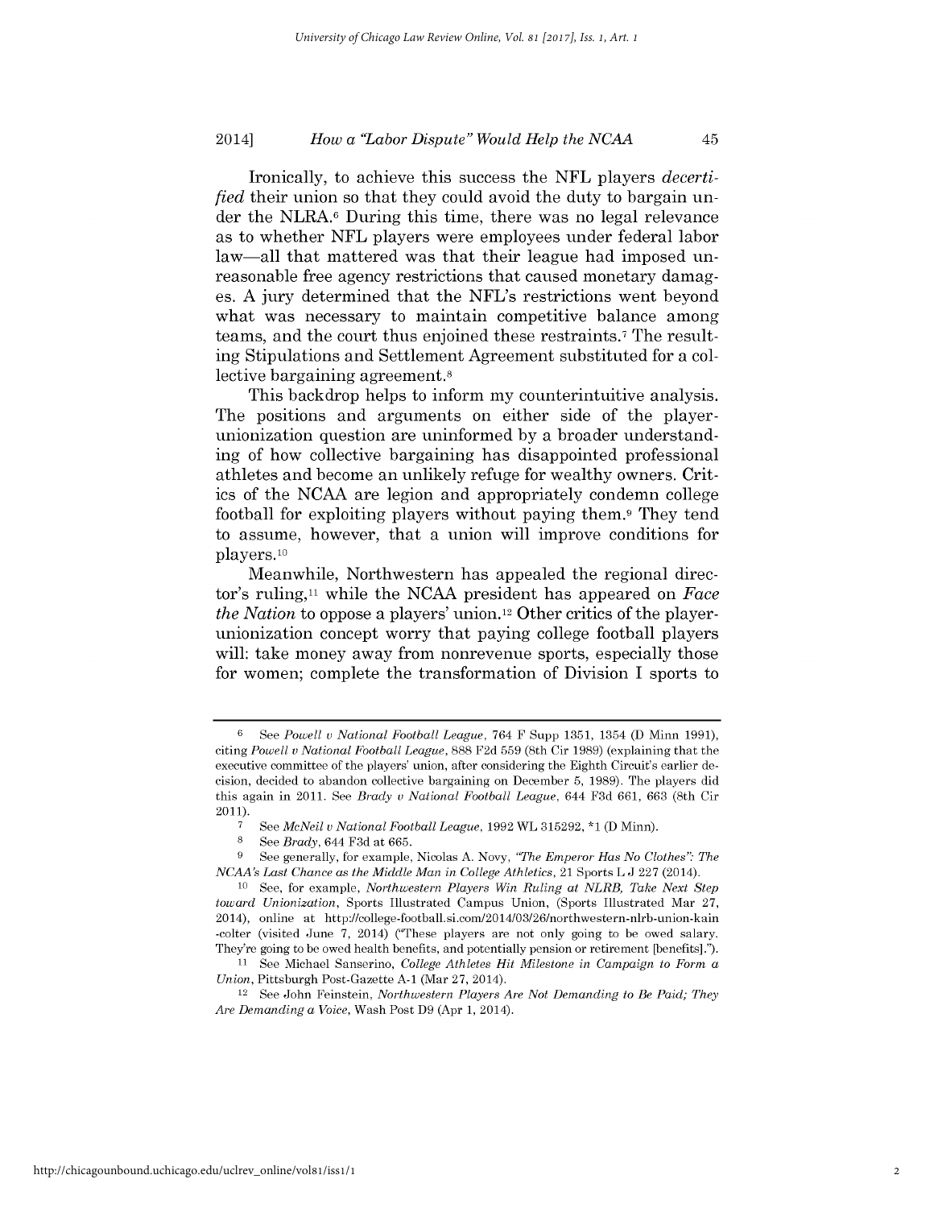Ironically, to achieve this success the NFL players *decertified* their union so that they could avoid the duty to bargain under the NLRA.[6] During this time, there was no legal relevance as to whether NFL players were employees under federal labor law—all that mattered was that their league had imposed unreasonable free agency restrictions that caused monetary damages. A jury determined that the NFL's restrictions went beyond what was necessary to maintain competitive balance among teams, and the court thus enjoined these restraints.[7] The resulting Stipulations and Settlement Agreement substituted for a collective bargaining agreement.[8]

This backdrop helps to inform my counterintuitive analysis. The positions and arguments on either side of the player-unionization question are uninformed by a broader understanding of how collective bargaining has disappointed professional athletes and become an unlikely refuge for wealthy owners. Critics of the NCAA are legion and appropriately condemn college football for exploiting players without paying them.[9] They tend to assume, however, that a union will improve conditions for players.[10]

Meanwhile, Northwestern has appealed the regional director's ruling,[11] while the NCAA president has appeared on *Face the Nation* to oppose a players' union.[12] Other critics of the player-unionization concept worry that paying college football players will: take money away from nonrevenue sports, especially those for women; complete the transformation of Division I sports to

---

[6] See *Powell v National Football League*, 764 F Supp 1351, 1354 (D Minn 1991), citing *Powell v National Football League*, 888 F2d 559 (8th Cir 1989) (explaining that the executive committee of the players' union, after considering the Eighth Circuit's earlier decision, decided to abandon collective bargaining on December 5, 1989). The players did this again in 2011. See *Brady v National Football League*, 644 F3d 661, 663 (8th Cir 2011).

[7] See *McNeil v National Football League*, 1992 WL 315292, *1 (D Minn).

[8] See *Brady*, 644 F3d at 665.

[9] See generally, for example, Nicolas A. Novy, *"The Emperor Has No Clothes": The NCAA's Last Chance as the Middle Man in College Athletics*, 21 Sports L J 227 (2014).

[10] See, for example, *Northwestern Players Win Ruling at NLRB, Take Next Step toward Unionization*, Sports Illustrated Campus Union, (Sports Illustrated Mar 27, 2014), online at http://college-football.si.com/2014/03/26/northwestern-nlrb-union-kain-colter (visited June 7, 2014) ("These players are not only going to be owed salary. They're going to be owed health benefits, and potentially pension or retirement [benefits].").

[11] See Michael Sanserino, *College Athletes Hit Milestone in Campaign to Form a Union*, Pittsburgh Post-Gazette A-1 (Mar 27, 2014).

[12] See John Feinstein, *Northwestern Players Are Not Demanding to Be Paid; They Are Demanding a Voice*, Wash Post D9 (Apr 1, 2014).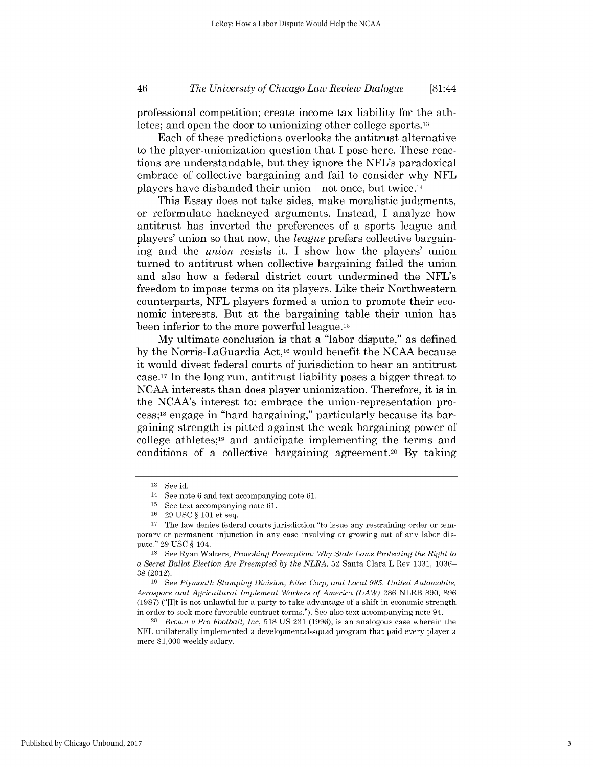professional competition; create income tax liability for the athletes; and open the door to unionizing other college sports.[13]

Each of these predictions overlooks the antitrust alternative to the player-unionization question that I pose here. These reactions are understandable, but they ignore the NFL's paradoxical embrace of collective bargaining and fail to consider why NFL players have disbanded their union—not once, but twice.[14]

This Essay does not take sides, make moralistic judgments, or reformulate hackneyed arguments. Instead, I analyze how antitrust has inverted the preferences of a sports league and players' union so that now, the *league* prefers collective bargaining and the *union* resists it. I show how the players' union turned to antitrust when collective bargaining failed the union and also how a federal district court undermined the NFL's freedom to impose terms on its players. Like their Northwestern counterparts, NFL players formed a union to promote their economic interests. But at the bargaining table their union has been inferior to the more powerful league.[15]

My ultimate conclusion is that a "labor dispute," as defined by the Norris-LaGuardia Act,[16] would benefit the NCAA because it would divest federal courts of jurisdiction to hear an antitrust case.[17] In the long run, antitrust liability poses a bigger threat to NCAA interests than does player unionization. Therefore, it is in the NCAA's interest to: embrace the union-representation process;[18] engage in "hard bargaining," particularly because its bargaining strength is pitted against the weak bargaining power of college athletes;[19] and anticipate implementing the terms and conditions of a collective bargaining agreement.[20] By taking

---

[13] See id.

[14] See note 6 and text accompanying note 61.

[15] See text accompanying note 61.

[16] 29 USC § 101 et seq.

[17] The law denies federal courts jurisdiction "to issue any restraining order or temporary or permanent injunction in any case involving or growing out of any labor dispute." 29 USC § 104.

[18] See Ryan Walters, *Provoking Preemption: Why State Laws Protecting the Right to a Secret Ballot Election Are Preempted by the NLRA*, 52 Santa Clara L Rev 1031, 1036–38 (2012).

[19] See *Plymouth Stamping Division, Eltec Corp, and Local 985, United Automobile, Aerospace and Agricultural Implement Workers of America (UAW)* 286 NLRB 890, 896 (1987) ("[I]t is not unlawful for a party to take advantage of a shift in economic strength in order to seek more favorable contract terms."). See also text accompanying note 94.

[20] *Brown v Pro Football, Inc*, 518 US 231 (1996), is an analogous case wherein the NFL unilaterally implemented a developmental-squad program that paid every player a mere $1,000 weekly salary.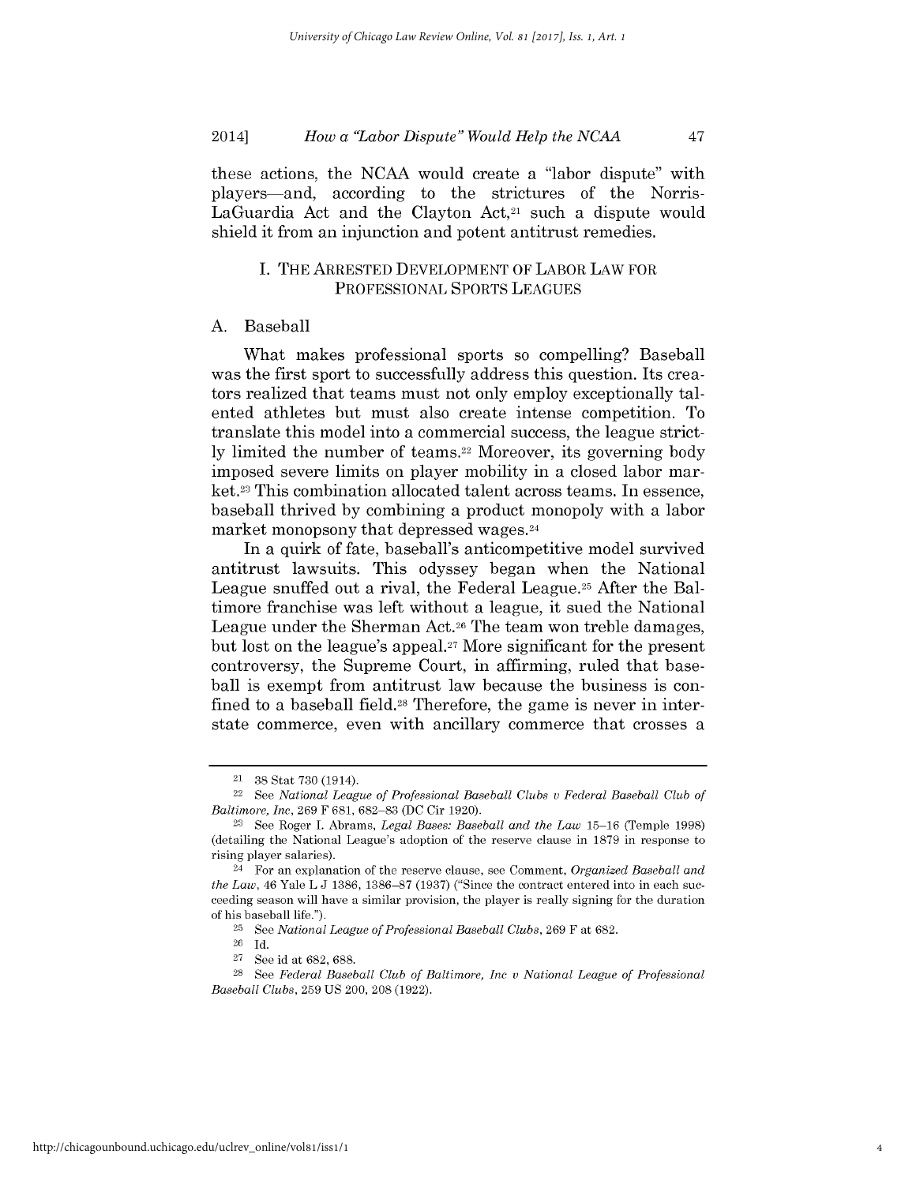these actions, the NCAA would create a "labor dispute" with players—and, according to the strictures of the Norris-LaGuardia Act and the Clayton Act,[21] such a dispute would shield it from an injunction and potent antitrust remedies.

## I. THE ARRESTED DEVELOPMENT OF LABOR LAW FOR PROFESSIONAL SPORTS LEAGUES

### A. Baseball

What makes professional sports so compelling? Baseball was the first sport to successfully address this question. Its creators realized that teams must not only employ exceptionally talented athletes but must also create intense competition. To translate this model into a commercial success, the league strictly limited the number of teams.[22] Moreover, its governing body imposed severe limits on player mobility in a closed labor market.[23] This combination allocated talent across teams. In essence, baseball thrived by combining a product monopoly with a labor market monopsony that depressed wages.[24]

In a quirk of fate, baseball's anticompetitive model survived antitrust lawsuits. This odyssey began when the National League snuffed out a rival, the Federal League.[25] After the Baltimore franchise was left without a league, it sued the National League under the Sherman Act.[26] The team won treble damages, but lost on the league's appeal.[27] More significant for the present controversy, the Supreme Court, in affirming, ruled that baseball is exempt from antitrust law because the business is confined to a baseball field.[28] Therefore, the game is never in interstate commerce, even with ancillary commerce that crosses a

---

[21] 38 Stat 730 (1914).

[22] See *National League of Professional Baseball Clubs v Federal Baseball Club of Baltimore, Inc*, 269 F 681, 682–83 (DC Cir 1920).

[23] See Roger I. Abrams, *Legal Bases: Baseball and the Law* 15–16 (Temple 1998) (detailing the National League's adoption of the reserve clause in 1879 in response to rising player salaries).

[24] For an explanation of the reserve clause, see Comment, *Organized Baseball and the Law*, 46 Yale L J 1386, 1386–87 (1937) ("Since the contract entered into in each succeeding season will have a similar provision, the player is really signing for the duration of his baseball life.").

[25] See *National League of Professional Baseball Clubs*, 269 F at 682.

[26] Id.

[27] See id at 682, 688.

[28] See *Federal Baseball Club of Baltimore, Inc v National League of Professional Baseball Clubs*, 259 US 200, 208 (1922).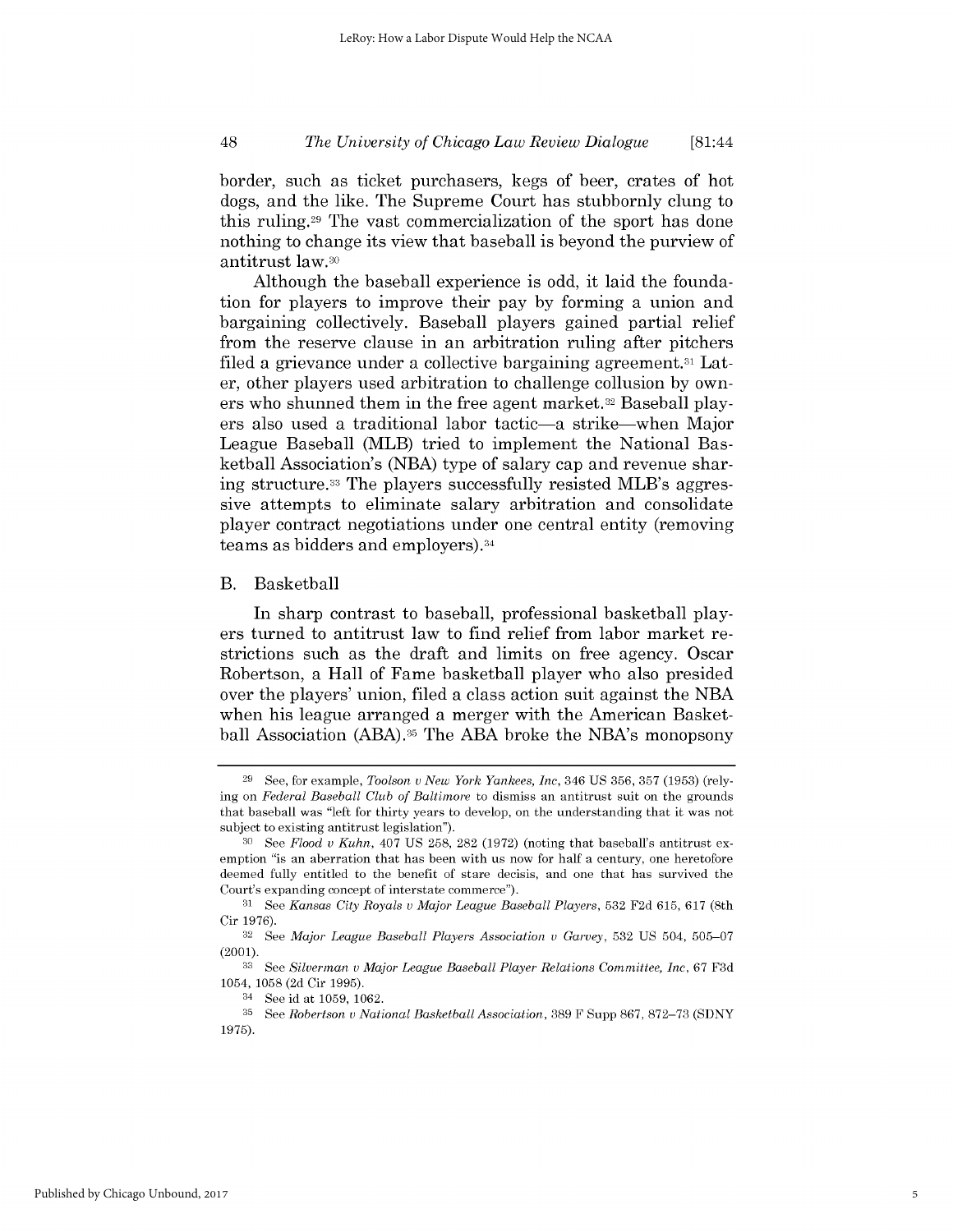border, such as ticket purchasers, kegs of beer, crates of hot dogs, and the like. The Supreme Court has stubbornly clung to this ruling.[29] The vast commercialization of the sport has done nothing to change its view that baseball is beyond the purview of antitrust law.[30]

Although the baseball experience is odd, it laid the foundation for players to improve their pay by forming a union and bargaining collectively. Baseball players gained partial relief from the reserve clause in an arbitration ruling after pitchers filed a grievance under a collective bargaining agreement.[31] Later, other players used arbitration to challenge collusion by owners who shunned them in the free agent market.[32] Baseball players also used a traditional labor tactic—a strike—when Major League Baseball (MLB) tried to implement the National Basketball Association's (NBA) type of salary cap and revenue sharing structure.[33] The players successfully resisted MLB's aggressive attempts to eliminate salary arbitration and consolidate player contract negotiations under one central entity (removing teams as bidders and employers).[34]

## B. Basketball

In sharp contrast to baseball, professional basketball players turned to antitrust law to find relief from labor market restrictions such as the draft and limits on free agency. Oscar Robertson, a Hall of Fame basketball player who also presided over the players' union, filed a class action suit against the NBA when his league arranged a merger with the American Basketball Association (ABA).[35] The ABA broke the NBA's monopsony

---

[29] See, for example, *Toolson v New York Yankees, Inc*, 346 US 356, 357 (1953) (relying on *Federal Baseball Club of Baltimore* to dismiss an antitrust suit on the grounds that baseball was "left for thirty years to develop, on the understanding that it was not subject to existing antitrust legislation").

[30] See *Flood v Kuhn*, 407 US 258, 282 (1972) (noting that baseball's antitrust exemption "is an aberration that has been with us now for half a century, one heretofore deemed fully entitled to the benefit of stare decisis, and one that has survived the Court's expanding concept of interstate commerce").

[31] See *Kansas City Royals v Major League Baseball Players*, 532 F2d 615, 617 (8th Cir 1976).

[32] See *Major League Baseball Players Association v Garvey*, 532 US 504, 505–07 (2001).

[33] See *Silverman v Major League Baseball Player Relations Committee, Inc*, 67 F3d 1054, 1058 (2d Cir 1995).

[34] See id at 1059, 1062.

[35] See *Robertson v National Basketball Association*, 389 F Supp 867, 872–73 (SDNY 1975).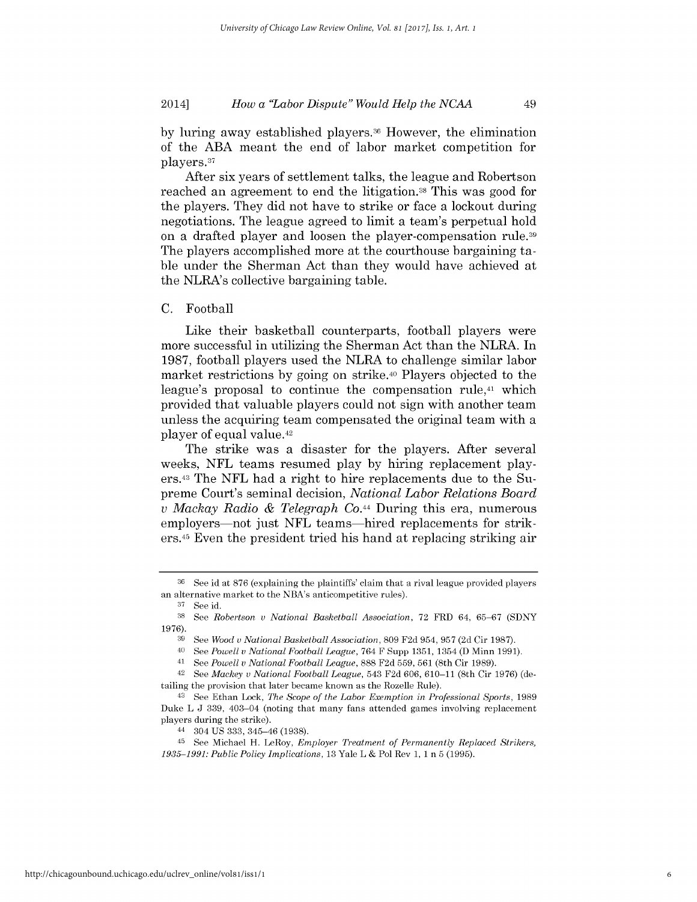by luring away established players.[36] However, the elimination of the ABA meant the end of labor market competition for players.[37]

After six years of settlement talks, the league and Robertson reached an agreement to end the litigation.[38] This was good for the players. They did not have to strike or face a lockout during negotiations. The league agreed to limit a team's perpetual hold on a drafted player and loosen the player-compensation rule.[39] The players accomplished more at the courthouse bargaining table under the Sherman Act than they would have achieved at the NLRA's collective bargaining table.

### C. Football

Like their basketball counterparts, football players were more successful in utilizing the Sherman Act than the NLRA. In 1987, football players used the NLRA to challenge similar labor market restrictions by going on strike.[40] Players objected to the league's proposal to continue the compensation rule,[41] which provided that valuable players could not sign with another team unless the acquiring team compensated the original team with a player of equal value.[42]

The strike was a disaster for the players. After several weeks, NFL teams resumed play by hiring replacement players.[43] The NFL had a right to hire replacements due to the Supreme Court's seminal decision, *National Labor Relations Board v Mackay Radio & Telegraph Co.*[44] During this era, numerous employers—not just NFL teams—hired replacements for strikers.[45] Even the president tried his hand at replacing striking air

---

[36] See id at 876 (explaining the plaintiffs' claim that a rival league provided players an alternative market to the NBA's anticompetitive rules).

[37] See id.

[38] See *Robertson v National Basketball Association*, 72 FRD 64, 65–67 (SDNY 1976).

[39] See *Wood v National Basketball Association*, 809 F2d 954, 957 (2d Cir 1987).

[40] See *Powell v National Football League*, 764 F Supp 1351, 1354 (D Minn 1991).

[41] See *Powell v National Football League*, 888 F2d 559, 561 (8th Cir 1989).

[42] See *Mackey v National Football League*, 543 F2d 606, 610–11 (8th Cir 1976) (detailing the provision that later became known as the Rozelle Rule).

[43] See Ethan Lock, *The Scope of the Labor Exemption in Professional Sports*, 1989 Duke L J 339, 403–04 (noting that many fans attended games involving replacement players during the strike).

[44] 304 US 333, 345–46 (1938).

[45] See Michael H. LeRoy, *Employer Treatment of Permanently Replaced Strikers, 1935–1991: Public Policy Implications*, 13 Yale L & Pol Rev 1, 1 n 5 (1995).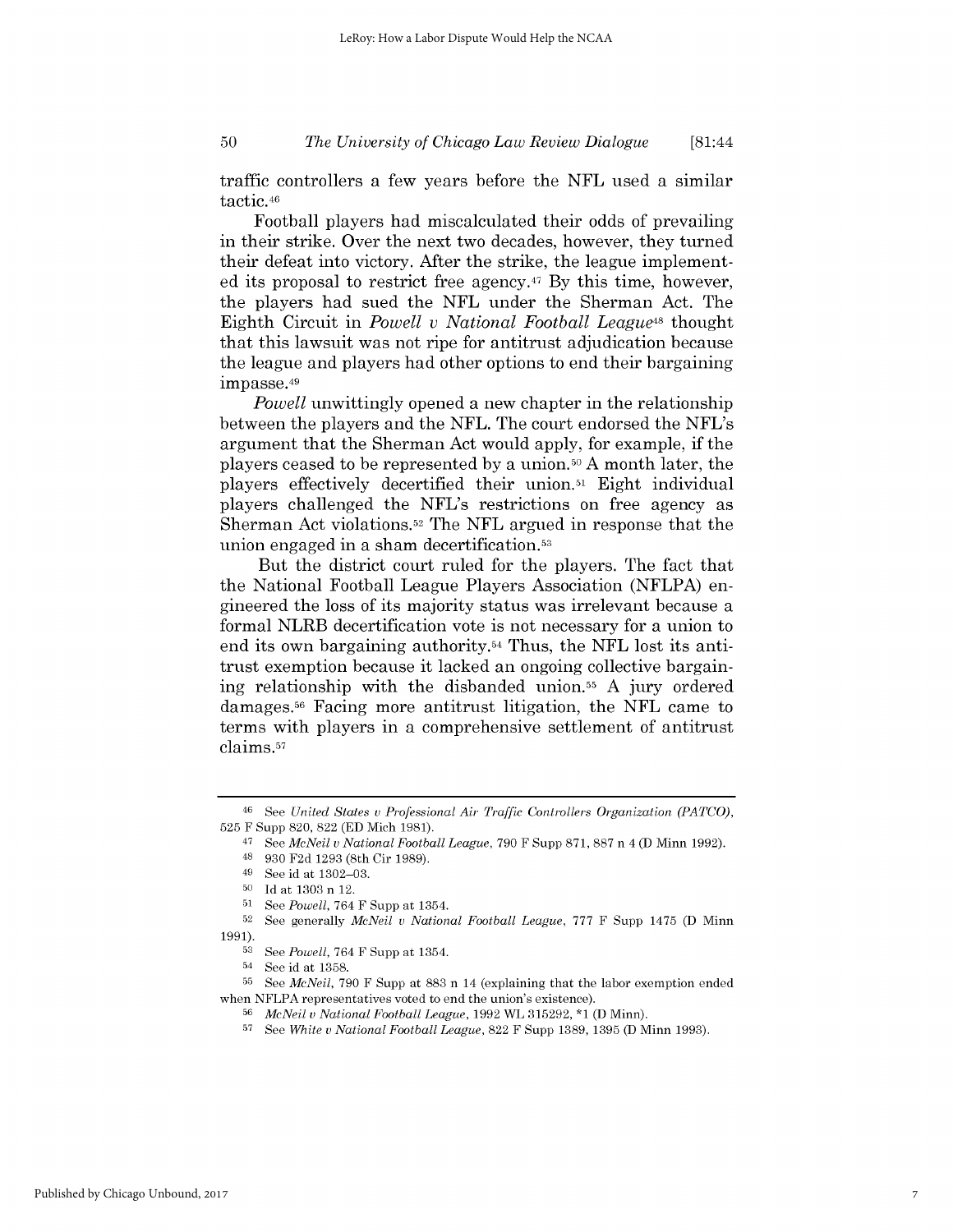traffic controllers a few years before the NFL used a similar tactic.[46]

Football players had miscalculated their odds of prevailing in their strike. Over the next two decades, however, they turned their defeat into victory. After the strike, the league implemented its proposal to restrict free agency.[47] By this time, however, the players had sued the NFL under the Sherman Act. The Eighth Circuit in *Powell v National Football League*[48] thought that this lawsuit was not ripe for antitrust adjudication because the league and players had other options to end their bargaining impasse.[49]

*Powell* unwittingly opened a new chapter in the relationship between the players and the NFL. The court endorsed the NFL's argument that the Sherman Act would apply, for example, if the players ceased to be represented by a union.[50] A month later, the players effectively decertified their union.[51] Eight individual players challenged the NFL's restrictions on free agency as Sherman Act violations.[52] The NFL argued in response that the union engaged in a sham decertification.[53]

But the district court ruled for the players. The fact that the National Football League Players Association (NFLPA) engineered the loss of its majority status was irrelevant because a formal NLRB decertification vote is not necessary for a union to end its own bargaining authority.[54] Thus, the NFL lost its antitrust exemption because it lacked an ongoing collective bargaining relationship with the disbanded union.[55] A jury ordered damages.[56] Facing more antitrust litigation, the NFL came to terms with players in a comprehensive settlement of antitrust claims.[57]

---

[46] See *United States v Professional Air Traffic Controllers Organization (PATCO)*, 525 F Supp 820, 822 (ED Mich 1981).

[47] See *McNeil v National Football League*, 790 F Supp 871, 887 n 4 (D Minn 1992).

[48] 930 F2d 1293 (8th Cir 1989).

[49] See id at 1302–03.

[50] Id at 1303 n 12.

[51] See *Powell*, 764 F Supp at 1354.

[52] See generally *McNeil v National Football League*, 777 F Supp 1475 (D Minn 1991).

[53] See *Powell*, 764 F Supp at 1354.

[54] See id at 1358.

[55] See *McNeil*, 790 F Supp at 883 n 14 (explaining that the labor exemption ended when NFLPA representatives voted to end the union's existence).

[56] *McNeil v National Football League*, 1992 WL 315292, *1 (D Minn).

[57] See *White v National Football League*, 822 F Supp 1389, 1395 (D Minn 1993).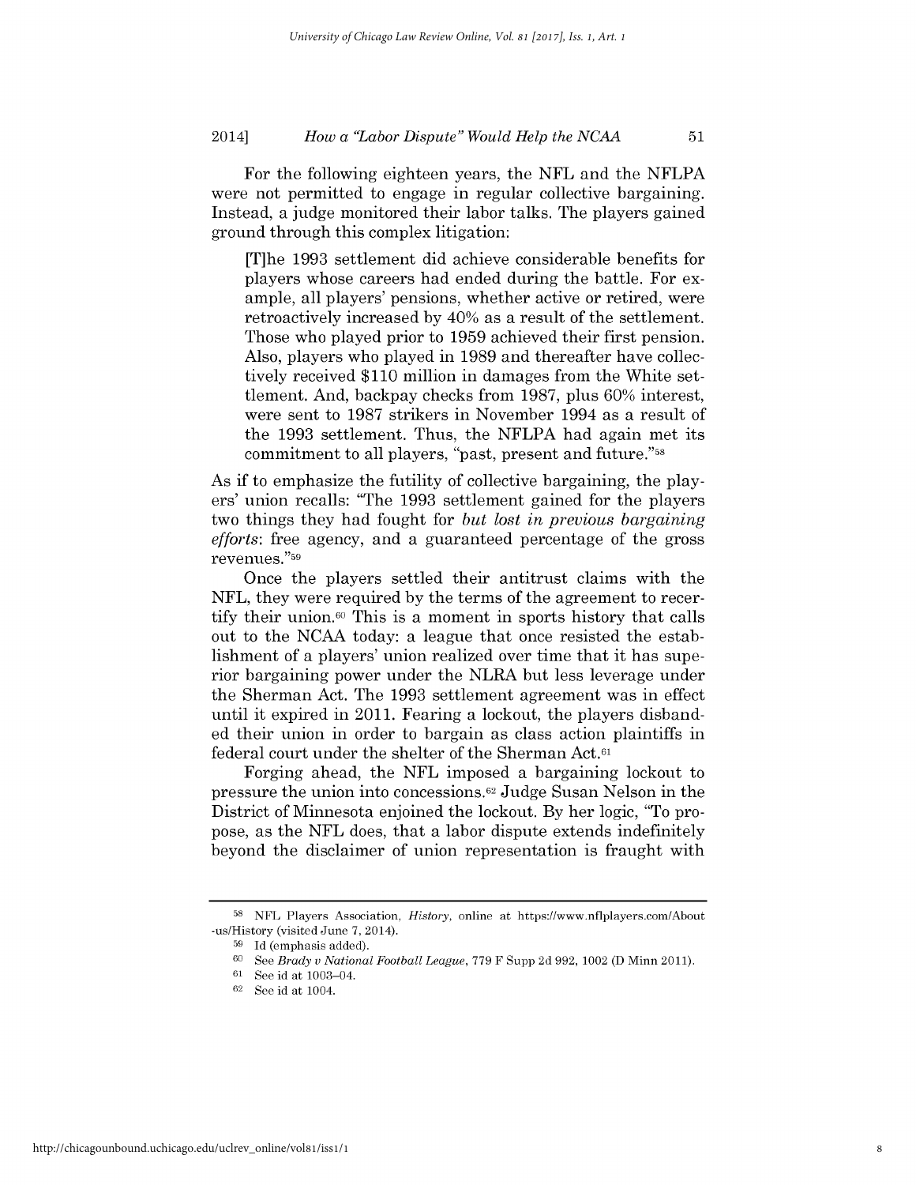For the following eighteen years, the NFL and the NFLPA were not permitted to engage in regular collective bargaining. Instead, a judge monitored their labor talks. The players gained ground through this complex litigation:

> [T]he 1993 settlement did achieve considerable benefits for players whose careers had ended during the battle. For example, all players' pensions, whether active or retired, were retroactively increased by 40% as a result of the settlement. Those who played prior to 1959 achieved their first pension. Also, players who played in 1989 and thereafter have collectively received $110 million in damages from the White settlement. And, backpay checks from 1987, plus 60% interest, were sent to 1987 strikers in November 1994 as a result of the 1993 settlement. Thus, the NFLPA had again met its commitment to all players, "past, present and future."[58]

As if to emphasize the futility of collective bargaining, the players' union recalls: "The 1993 settlement gained for the players two things they had fought for *but lost in previous bargaining efforts*: free agency, and a guaranteed percentage of the gross revenues."[59]

Once the players settled their antitrust claims with the NFL, they were required by the terms of the agreement to recertify their union.[60] This is a moment in sports history that calls out to the NCAA today: a league that once resisted the establishment of a players' union realized over time that it has superior bargaining power under the NLRA but less leverage under the Sherman Act. The 1993 settlement agreement was in effect until it expired in 2011. Fearing a lockout, the players disbanded their union in order to bargain as class action plaintiffs in federal court under the shelter of the Sherman Act.[61]

Forging ahead, the NFL imposed a bargaining lockout to pressure the union into concessions.[62] Judge Susan Nelson in the District of Minnesota enjoined the lockout. By her logic, "To propose, as the NFL does, that a labor dispute extends indefinitely beyond the disclaimer of union representation is fraught with

---

[58] NFL Players Association, *History*, online at https://www.nflplayers.com/About-us/History (visited June 7, 2014).

[59] Id (emphasis added).

[60] See *Brady v National Football League*, 779 F Supp 2d 992, 1002 (D Minn 2011).

[61] See id at 1003–04.

[62] See id at 1004.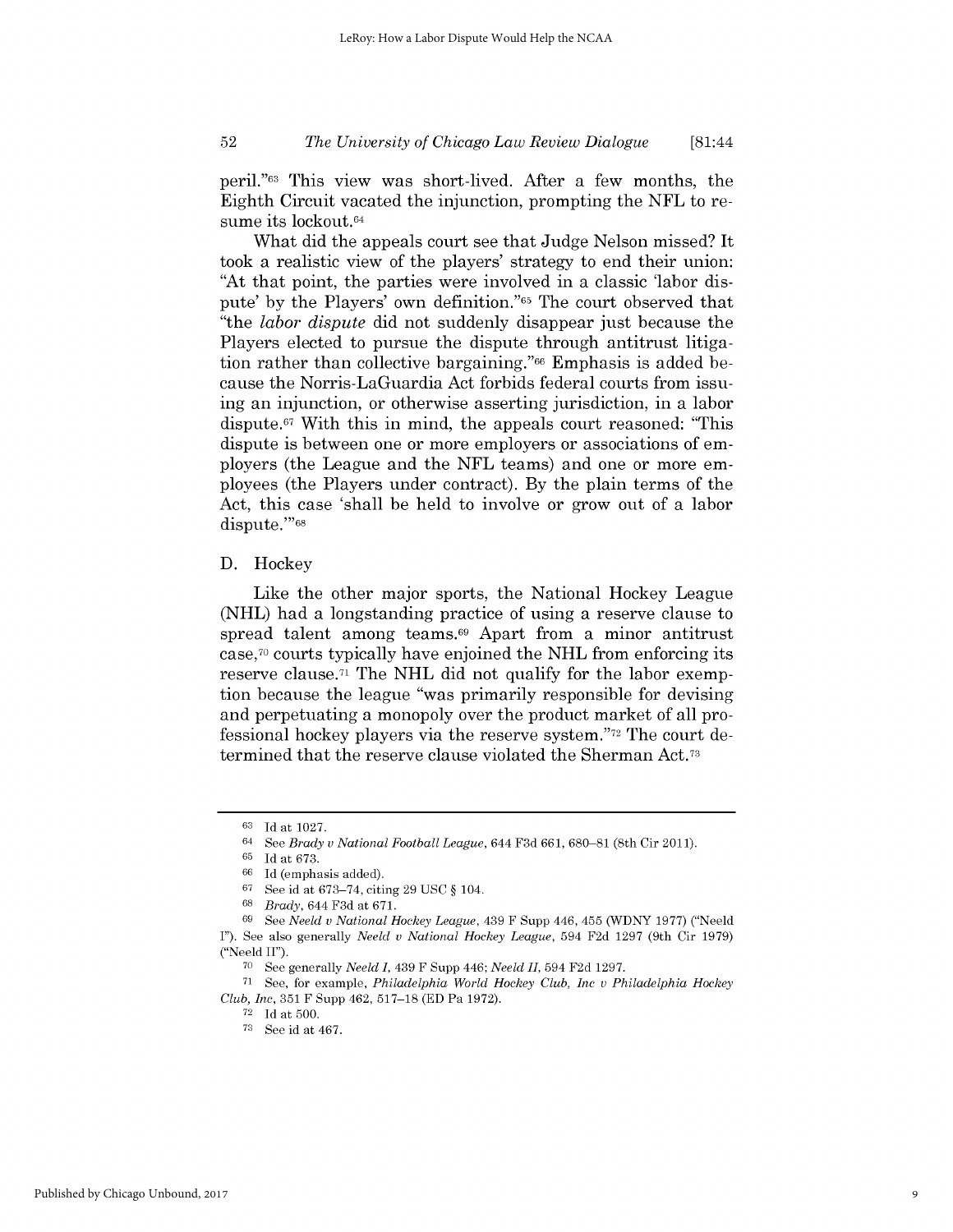peril."[63] This view was short-lived. After a few months, the Eighth Circuit vacated the injunction, prompting the NFL to resume its lockout.[64]

What did the appeals court see that Judge Nelson missed? It took a realistic view of the players' strategy to end their union: "At that point, the parties were involved in a classic 'labor dispute' by the Players' own definition."[65] The court observed that "the *labor dispute* did not suddenly disappear just because the Players elected to pursue the dispute through antitrust litigation rather than collective bargaining."[66] Emphasis is added because the Norris-LaGuardia Act forbids federal courts from issuing an injunction, or otherwise asserting jurisdiction, in a labor dispute.[67] With this in mind, the appeals court reasoned: "This dispute is between one or more employers or associations of employers (the League and the NFL teams) and one or more employees (the Players under contract). By the plain terms of the Act, this case 'shall be held to involve or grow out of a labor dispute.'"[68]

## D. Hockey

Like the other major sports, the National Hockey League (NHL) had a longstanding practice of using a reserve clause to spread talent among teams.[69] Apart from a minor antitrust case,[70] courts typically have enjoined the NHL from enforcing its reserve clause.[71] The NHL did not qualify for the labor exemption because the league "was primarily responsible for devising and perpetuating a monopoly over the product market of all professional hockey players via the reserve system."[72] The court determined that the reserve clause violated the Sherman Act.[73]

---

[63] Id at 1027.

[64] See *Brady v National Football League*, 644 F3d 661, 680–81 (8th Cir 2011).

[65] Id at 673.

[66] Id (emphasis added).

[67] See id at 673–74, citing 29 USC § 104.

[68] *Brady*, 644 F3d at 671.

[69] See *Neeld v National Hockey League*, 439 F Supp 446, 455 (WDNY 1977) ("Neeld I"). See also generally *Neeld v National Hockey League*, 594 F2d 1297 (9th Cir 1979) ("Neeld II").

[70] See generally *Neeld I*, 439 F Supp 446; *Neeld II*, 594 F2d 1297.

[71] See, for example, *Philadelphia World Hockey Club, Inc v Philadelphia Hockey Club, Inc*, 351 F Supp 462, 517–18 (ED Pa 1972).

[72] Id at 500.

[73] See id at 467.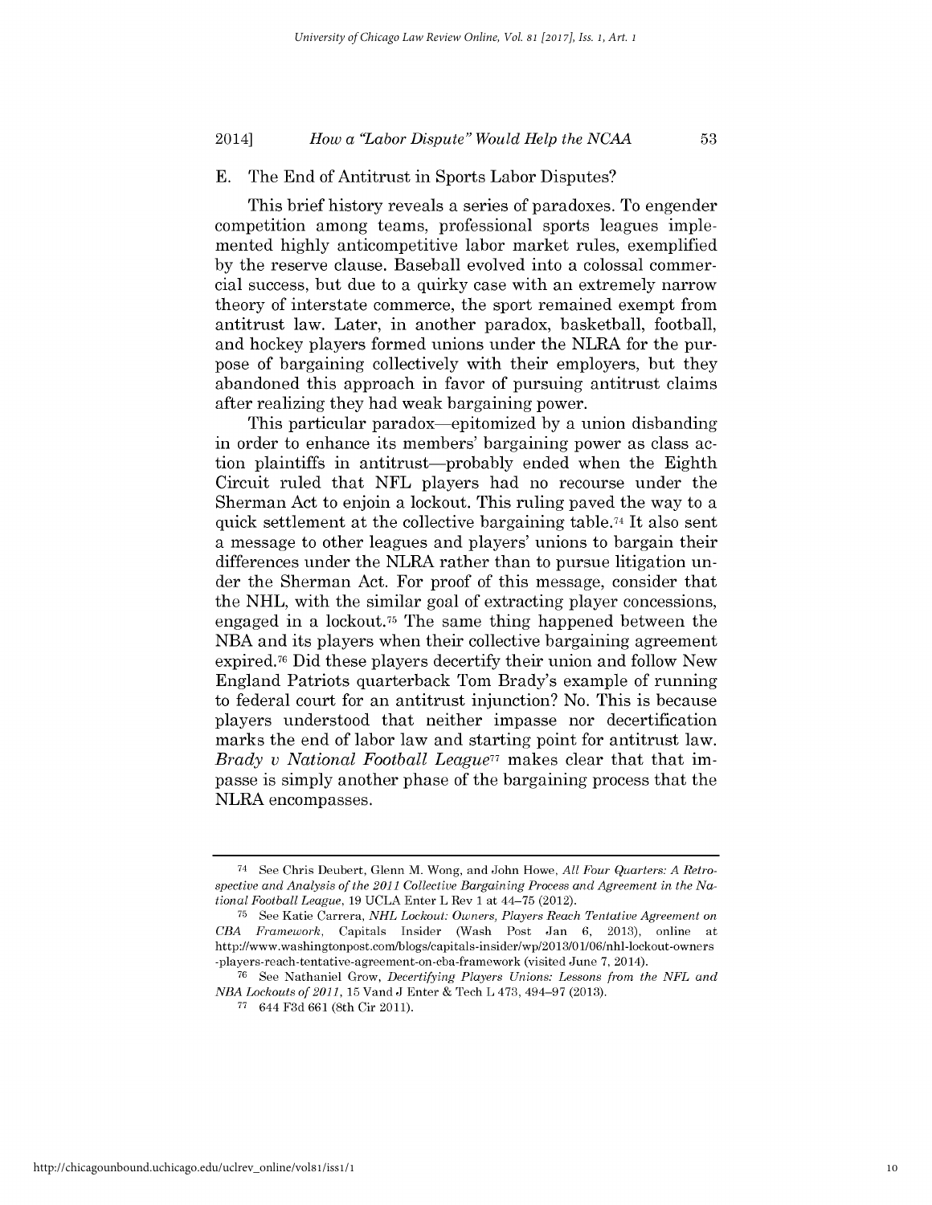### E. The End of Antitrust in Sports Labor Disputes?

This brief history reveals a series of paradoxes. To engender competition among teams, professional sports leagues implemented highly anticompetitive labor market rules, exemplified by the reserve clause. Baseball evolved into a colossal commercial success, but due to a quirky case with an extremely narrow theory of interstate commerce, the sport remained exempt from antitrust law. Later, in another paradox, basketball, football, and hockey players formed unions under the NLRA for the purpose of bargaining collectively with their employers, but they abandoned this approach in favor of pursuing antitrust claims after realizing they had weak bargaining power.

This particular paradox—epitomized by a union disbanding in order to enhance its members' bargaining power as class action plaintiffs in antitrust—probably ended when the Eighth Circuit ruled that NFL players had no recourse under the Sherman Act to enjoin a lockout. This ruling paved the way to a quick settlement at the collective bargaining table.[74] It also sent a message to other leagues and players' unions to bargain their differences under the NLRA rather than to pursue litigation under the Sherman Act. For proof of this message, consider that the NHL, with the similar goal of extracting player concessions, engaged in a lockout.[75] The same thing happened between the NBA and its players when their collective bargaining agreement expired.[76] Did these players decertify their union and follow New England Patriots quarterback Tom Brady's example of running to federal court for an antitrust injunction? No. This is because players understood that neither impasse nor decertification marks the end of labor law and starting point for antitrust law. *Brady v National Football League*[77] makes clear that that impasse is simply another phase of the bargaining process that the NLRA encompasses.

---

[74] See Chris Deubert, Glenn M. Wong, and John Howe, *All Four Quarters: A Retrospective and Analysis of the 2011 Collective Bargaining Process and Agreement in the National Football League*, 19 UCLA Enter L Rev 1 at 44–75 (2012).

[75] See Katie Carrera, *NHL Lockout: Owners, Players Reach Tentative Agreement on CBA Framework*, Capitals Insider (Wash Post Jan 6, 2013), online at http://www.washingtonpost.com/blogs/capitals-insider/wp/2013/01/06/nhl-lockout-owners-players-reach-tentative-agreement-on-cba-framework (visited June 7, 2014).

[76] See Nathaniel Grow, *Decertifying Players Unions: Lessons from the NFL and NBA Lockouts of 2011*, 15 Vand J Enter & Tech L 473, 494–97 (2013).

[77] 644 F3d 661 (8th Cir 2011).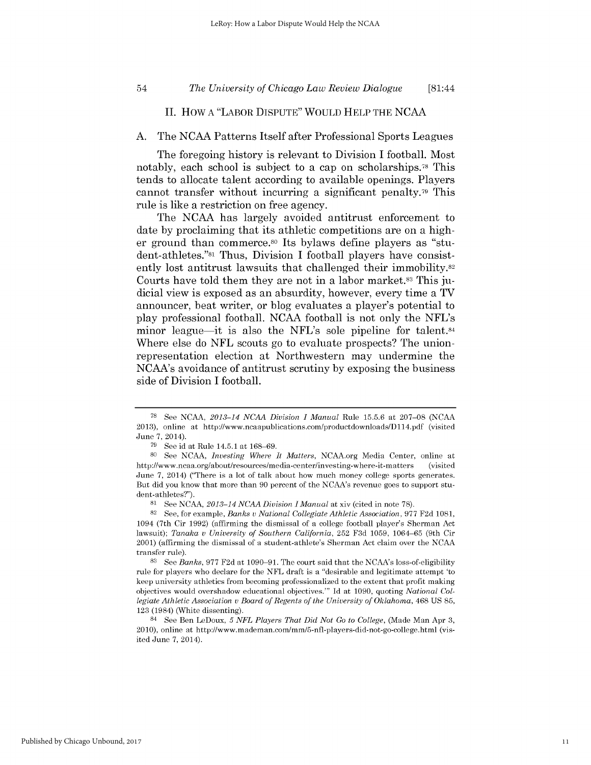## II. HOW A "LABOR DISPUTE" WOULD HELP THE NCAA

### A. The NCAA Patterns Itself after Professional Sports Leagues

The foregoing history is relevant to Division I football. Most notably, each school is subject to a cap on scholarships.[78] This tends to allocate talent according to available openings. Players cannot transfer without incurring a significant penalty.[79] This rule is like a restriction on free agency.

The NCAA has largely avoided antitrust enforcement to date by proclaiming that its athletic competitions are on a higher ground than commerce.[80] Its bylaws define players as "student-athletes."[81] Thus, Division I football players have consistently lost antitrust lawsuits that challenged their immobility.[82] Courts have told them they are not in a labor market.[83] This judicial view is exposed as an absurdity, however, every time a TV announcer, beat writer, or blog evaluates a player's potential to play professional football. NCAA football is not only the NFL's minor league—it is also the NFL's sole pipeline for talent.[84] Where else do NFL scouts go to evaluate prospects? The union-representation election at Northwestern may undermine the NCAA's avoidance of antitrust scrutiny by exposing the business side of Division I football.

---

[78] See NCAA, *2013–14 NCAA Division I Manual* Rule 15.5.6 at 207–08 (NCAA 2013), online at http://www.ncaapublications.com/productdownloads/D114.pdf (visited June 7, 2014).

[79] See id at Rule 14.5.1 at 168–69.

[80] See NCAA, *Investing Where It Matters*, NCAA.org Media Center, online at http://www.ncaa.org/about/resources/media-center/investing-where-it-matters (visited June 7, 2014) ("There is a lot of talk about how much money college sports generates. But did you know that more than 90 percent of the NCAA's revenue goes to support student-athletes?").

[81] See NCAA, *2013–14 NCAA Division I Manual* at xiv (cited in note 78).

[82] See, for example, *Banks v National Collegiate Athletic Association*, 977 F2d 1081, 1094 (7th Cir 1992) (affirming the dismissal of a college football player's Sherman Act lawsuit); *Tanaka v University of Southern California*, 252 F3d 1059, 1064–65 (9th Cir 2001) (affirming the dismissal of a student-athlete's Sherman Act claim over the NCAA transfer rule).

[83] See *Banks*, 977 F2d at 1090–91. The court said that the NCAA's loss-of-eligibility rule for players who declare for the NFL draft is a "desirable and legitimate attempt 'to keep university athletics from becoming professionalized to the extent that profit making objectives would overshadow educational objectives.'" Id at 1090, quoting *National Collegiate Athletic Association v Board of Regents of the University of Oklahoma*, 468 US 85, 123 (1984) (White dissenting).

[84] See Ben LeDoux, *5 NFL Players That Did Not Go to College*, (Made Man Apr 3, 2010), online at http://www.mademan.com/mm/5-nfl-players-did-not-go-college.html (visited June 7, 2014).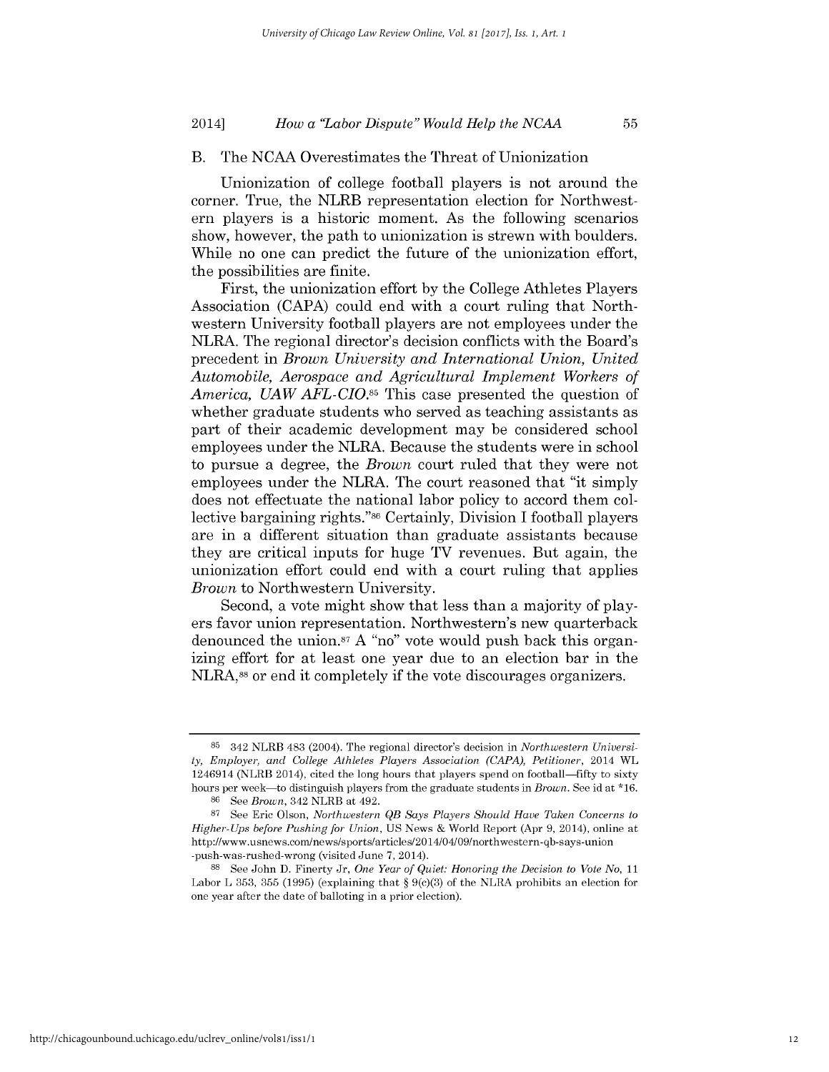## B. The NCAA Overestimates the Threat of Unionization

Unionization of college football players is not around the corner. True, the NLRB representation election for Northwestern players is a historic moment. As the following scenarios show, however, the path to unionization is strewn with boulders. While no one can predict the future of the unionization effort, the possibilities are finite.

First, the unionization effort by the College Athletes Players Association (CAPA) could end with a court ruling that Northwestern University football players are not employees under the NLRA. The regional director's decision conflicts with the Board's precedent in *Brown University and International Union, United Automobile, Aerospace and Agricultural Implement Workers of America, UAW AFL-CIO*.[85] This case presented the question of whether graduate students who served as teaching assistants as part of their academic development may be considered school employees under the NLRA. Because the students were in school to pursue a degree, the *Brown* court ruled that they were not employees under the NLRA. The court reasoned that "it simply does not effectuate the national labor policy to accord them collective bargaining rights."[86] Certainly, Division I football players are in a different situation than graduate assistants because they are critical inputs for huge TV revenues. But again, the unionization effort could end with a court ruling that applies *Brown* to Northwestern University.

Second, a vote might show that less than a majority of players favor union representation. Northwestern's new quarterback denounced the union.[87] A "no" vote would push back this organizing effort for at least one year due to an election bar in the NLRA,[88] or end it completely if the vote discourages organizers.

---

[85] 342 NLRB 483 (2004). The regional director's decision in *Northwestern University, Employer, and College Athletes Players Association (CAPA), Petitioner*, 2014 WL 1246914 (NLRB 2014), cited the long hours that players spend on football—fifty to sixty hours per week—to distinguish players from the graduate students in *Brown*. See id at *16.

[86] See *Brown*, 342 NLRB at 492.

[87] See Eric Olson, *Northwestern QB Says Players Should Have Taken Concerns to Higher-Ups before Pushing for Union*, US News & World Report (Apr 9, 2014), online at http://www.usnews.com/news/sports/articles/2014/04/09/northwestern-qb-says-union-push-was-rushed-wrong (visited June 7, 2014).

[88] See John D. Finerty Jr, *One Year of Quiet: Honoring the Decision to Vote No*, 11 Labor L 353, 355 (1995) (explaining that § 9(c)(3) of the NLRA prohibits an election for one year after the date of balloting in a prior election).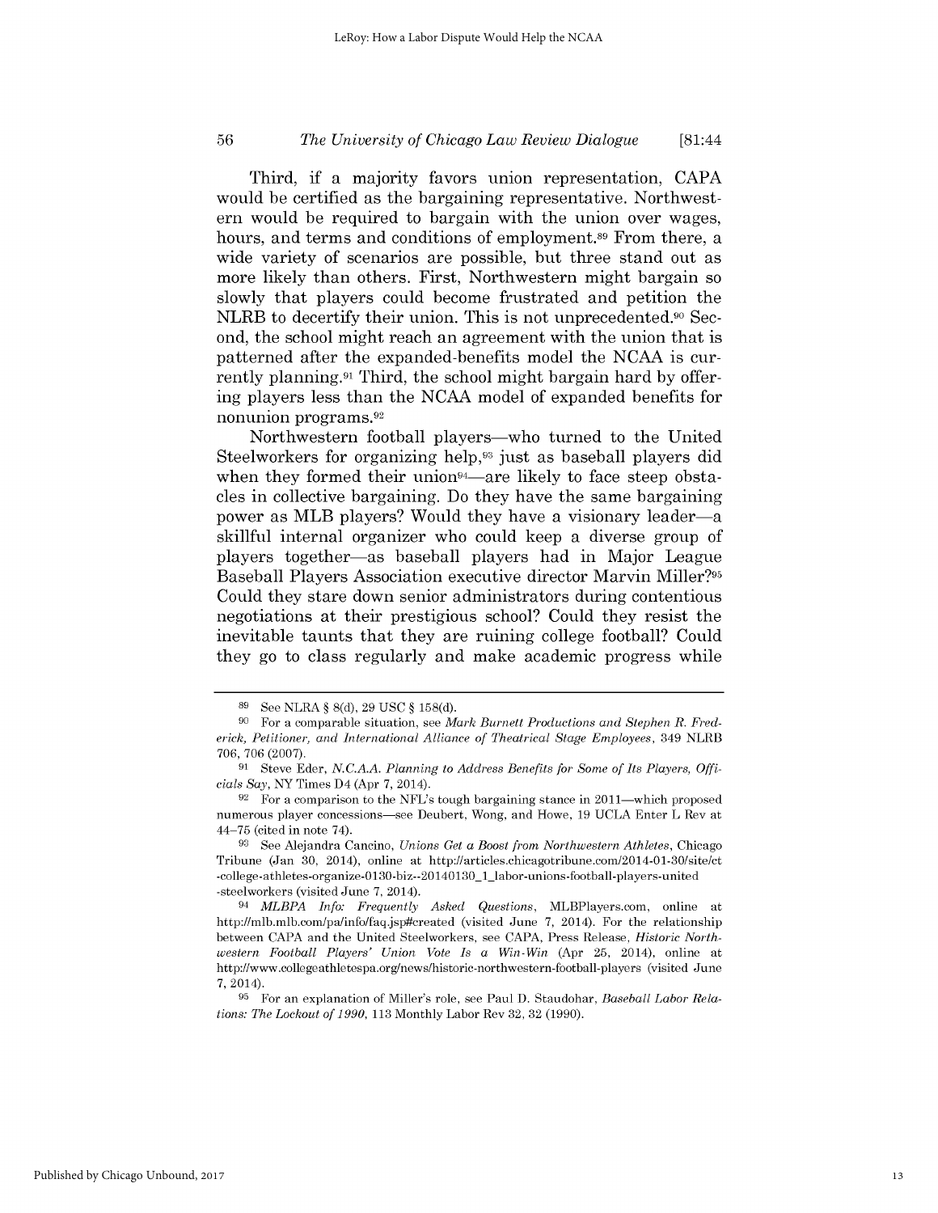Third, if a majority favors union representation, CAPA would be certified as the bargaining representative. Northwestern would be required to bargain with the union over wages, hours, and terms and conditions of employment.[89] From there, a wide variety of scenarios are possible, but three stand out as more likely than others. First, Northwestern might bargain so slowly that players could become frustrated and petition the NLRB to decertify their union. This is not unprecedented.[90] Second, the school might reach an agreement with the union that is patterned after the expanded-benefits model the NCAA is currently planning.[91] Third, the school might bargain hard by offering players less than the NCAA model of expanded benefits for nonunion programs.[92]

Northwestern football players—who turned to the United Steelworkers for organizing help,[93] just as baseball players did when they formed their union[94]—are likely to face steep obstacles in collective bargaining. Do they have the same bargaining power as MLB players? Would they have a visionary leader—a skillful internal organizer who could keep a diverse group of players together—as baseball players had in Major League Baseball Players Association executive director Marvin Miller?[95] Could they stare down senior administrators during contentious negotiations at their prestigious school? Could they resist the inevitable taunts that they are ruining college football? Could they go to class regularly and make academic progress while

---

[89] See NLRA § 8(d), 29 USC § 158(d).

[90] For a comparable situation, see *Mark Burnett Productions and Stephen R. Frederick, Petitioner, and International Alliance of Theatrical Stage Employees*, 349 NLRB 706, 706 (2007).

[91] Steve Eder, *N.C.A.A. Planning to Address Benefits for Some of Its Players, Officials Say*, NY Times D4 (Apr 7, 2014).

[92] For a comparison to the NFL's tough bargaining stance in 2011—which proposed numerous player concessions—see Deubert, Wong, and Howe, 19 UCLA Enter L Rev at 44–75 (cited in note 74).

[93] See Alejandra Cancino, *Unions Get a Boost from Northwestern Athletes*, Chicago Tribune (Jan 30, 2014), online at http://articles.chicagotribune.com/2014-01-30/site/ct-college-athletes-organize-0130-biz--20140130_1_labor-unions-football-players-united-steelworkers (visited June 7, 2014).

[94] *MLBPA Info: Frequently Asked Questions*, MLBPlayers.com, online at http://mlb.mlb.com/pa/info/faq.jsp#created (visited June 7, 2014). For the relationship between CAPA and the United Steelworkers, see CAPA, Press Release, *Historic Northwestern Football Players' Union Vote Is a Win-Win* (Apr 25, 2014), online at http://www.collegeathletespa.org/news/historic-northwestern-football-players (visited June 7, 2014).

[95] For an explanation of Miller's role, see Paul D. Staudohar, *Baseball Labor Relations: The Lockout of 1990*, 113 Monthly Labor Rev 32, 32 (1990).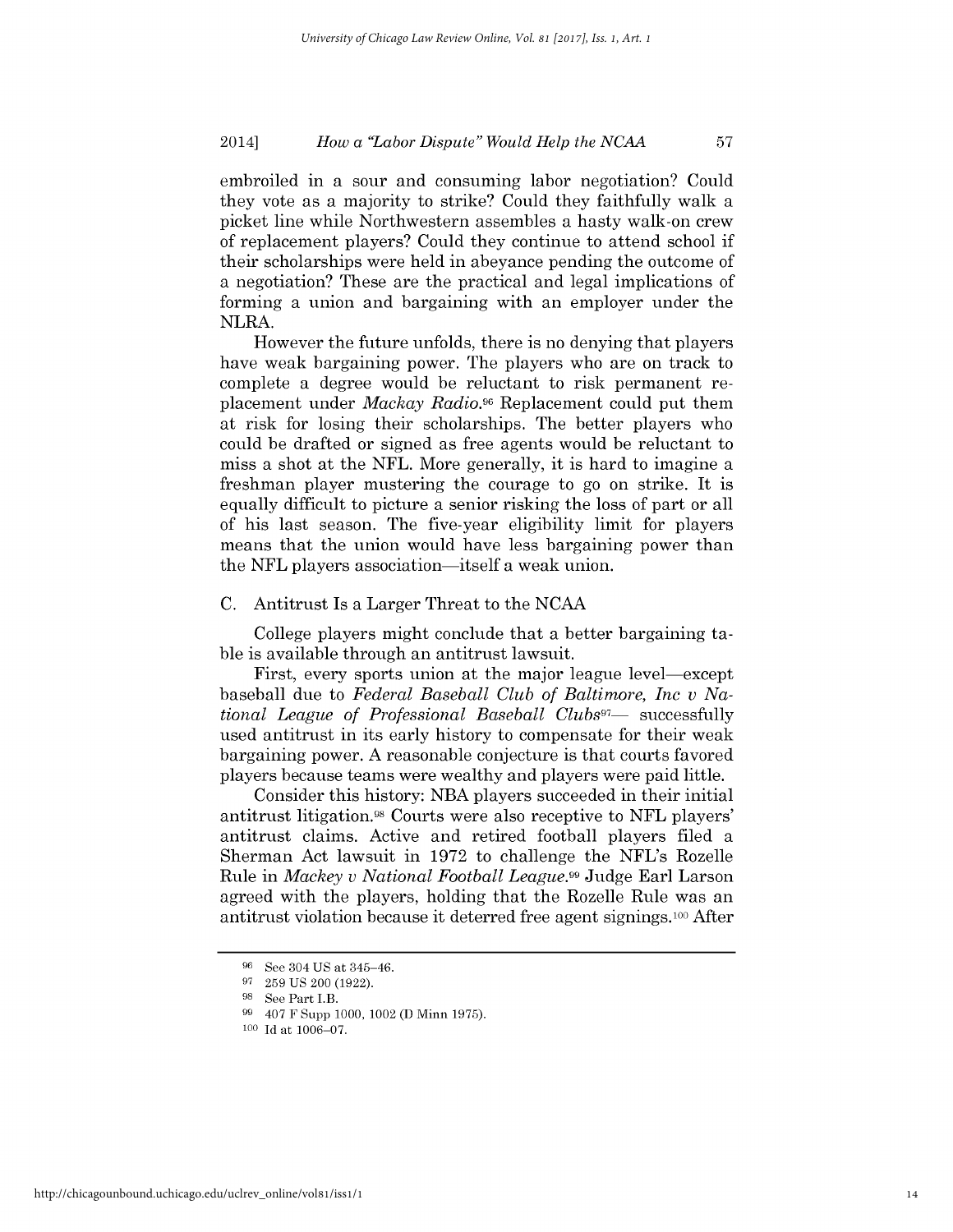embroiled in a sour and consuming labor negotiation? Could they vote as a majority to strike? Could they faithfully walk a picket line while Northwestern assembles a hasty walk-on crew of replacement players? Could they continue to attend school if their scholarships were held in abeyance pending the outcome of a negotiation? These are the practical and legal implications of forming a union and bargaining with an employer under the NLRA.

However the future unfolds, there is no denying that players have weak bargaining power. The players who are on track to complete a degree would be reluctant to risk permanent replacement under *Mackay Radio*.[96] Replacement could put them at risk for losing their scholarships. The better players who could be drafted or signed as free agents would be reluctant to miss a shot at the NFL. More generally, it is hard to imagine a freshman player mustering the courage to go on strike. It is equally difficult to picture a senior risking the loss of part or all of his last season. The five-year eligibility limit for players means that the union would have less bargaining power than the NFL players association—itself a weak union.

### C. Antitrust Is a Larger Threat to the NCAA

College players might conclude that a better bargaining table is available through an antitrust lawsuit.

First, every sports union at the major league level—except baseball due to *Federal Baseball Club of Baltimore, Inc v National League of Professional Baseball Clubs*[97]— successfully used antitrust in its early history to compensate for their weak bargaining power. A reasonable conjecture is that courts favored players because teams were wealthy and players were paid little.

Consider this history: NBA players succeeded in their initial antitrust litigation.[98] Courts were also receptive to NFL players' antitrust claims. Active and retired football players filed a Sherman Act lawsuit in 1972 to challenge the NFL's Rozelle Rule in *Mackey v National Football League*.[99] Judge Earl Larson agreed with the players, holding that the Rozelle Rule was an antitrust violation because it deterred free agent signings.[100] After

---

[96] See 304 US at 345–46.

[97] 259 US 200 (1922).

[98] See Part I.B.

[99] 407 F Supp 1000, 1002 (D Minn 1975).

[100] Id at 1006–07.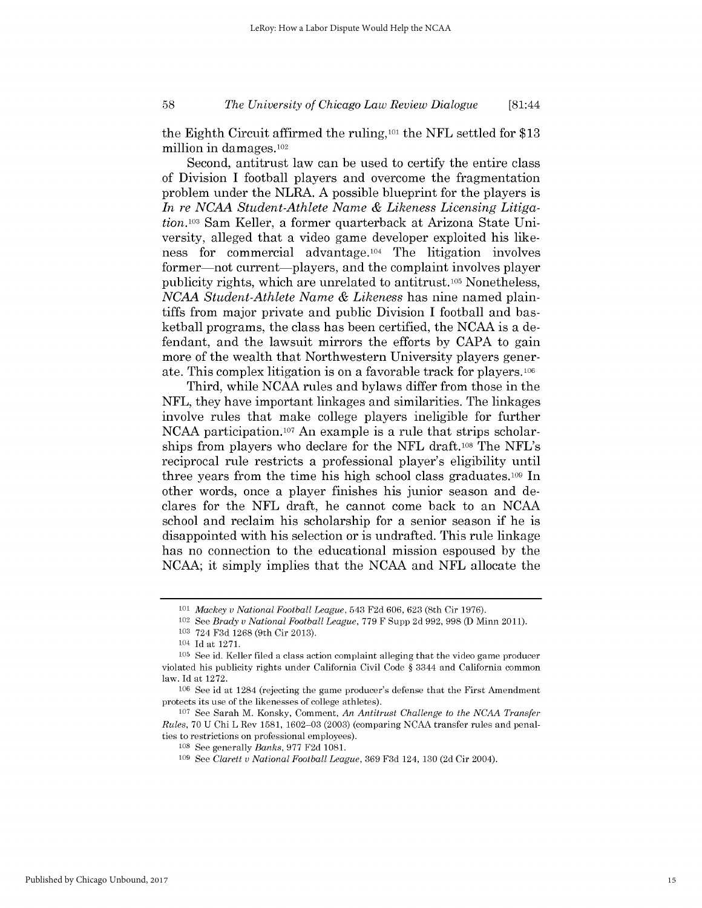the Eighth Circuit affirmed the ruling,[101] the NFL settled for $13 million in damages.[102]

Second, antitrust law can be used to certify the entire class of Division I football players and overcome the fragmentation problem under the NLRA. A possible blueprint for the players is *In re NCAA Student-Athlete Name & Likeness Licensing Litigation*.[103] Sam Keller, a former quarterback at Arizona State University, alleged that a video game developer exploited his likeness for commercial advantage.[104] The litigation involves former—not current—players, and the complaint involves player publicity rights, which are unrelated to antitrust.[105] Nonetheless, *NCAA Student-Athlete Name & Likeness* has nine named plaintiffs from major private and public Division I football and basketball programs, the class has been certified, the NCAA is a defendant, and the lawsuit mirrors the efforts by CAPA to gain more of the wealth that Northwestern University players generate. This complex litigation is on a favorable track for players.[106]

Third, while NCAA rules and bylaws differ from those in the NFL, they have important linkages and similarities. The linkages involve rules that make college players ineligible for further NCAA participation.[107] An example is a rule that strips scholarships from players who declare for the NFL draft.[108] The NFL's reciprocal rule restricts a professional player's eligibility until three years from the time his high school class graduates.[109] In other words, once a player finishes his junior season and declares for the NFL draft, he cannot come back to an NCAA school and reclaim his scholarship for a senior season if he is disappointed with his selection or is undrafted. This rule linkage has no connection to the educational mission espoused by the NCAA; it simply implies that the NCAA and NFL allocate the

---

[101] *Mackey v National Football League*, 543 F2d 606, 623 (8th Cir 1976).

[102] See *Brady v National Football League*, 779 F Supp 2d 992, 998 (D Minn 2011).

[103] 724 F3d 1268 (9th Cir 2013).

[104] Id at 1271.

[105] See id. Keller filed a class action complaint alleging that the video game producer violated his publicity rights under California Civil Code § 3344 and California common law. Id at 1272.

[106] See id at 1284 (rejecting the game producer's defense that the First Amendment protects its use of the likenesses of college athletes).

[107] See Sarah M. Konsky, Comment, *An Antitrust Challenge to the NCAA Transfer Rules*, 70 U Chi L Rev 1581, 1602–03 (2003) (comparing NCAA transfer rules and penalties to restrictions on professional employees).

[108] See generally *Banks*, 977 F2d 1081.

[109] See *Clarett v National Football League*, 369 F3d 124, 130 (2d Cir 2004).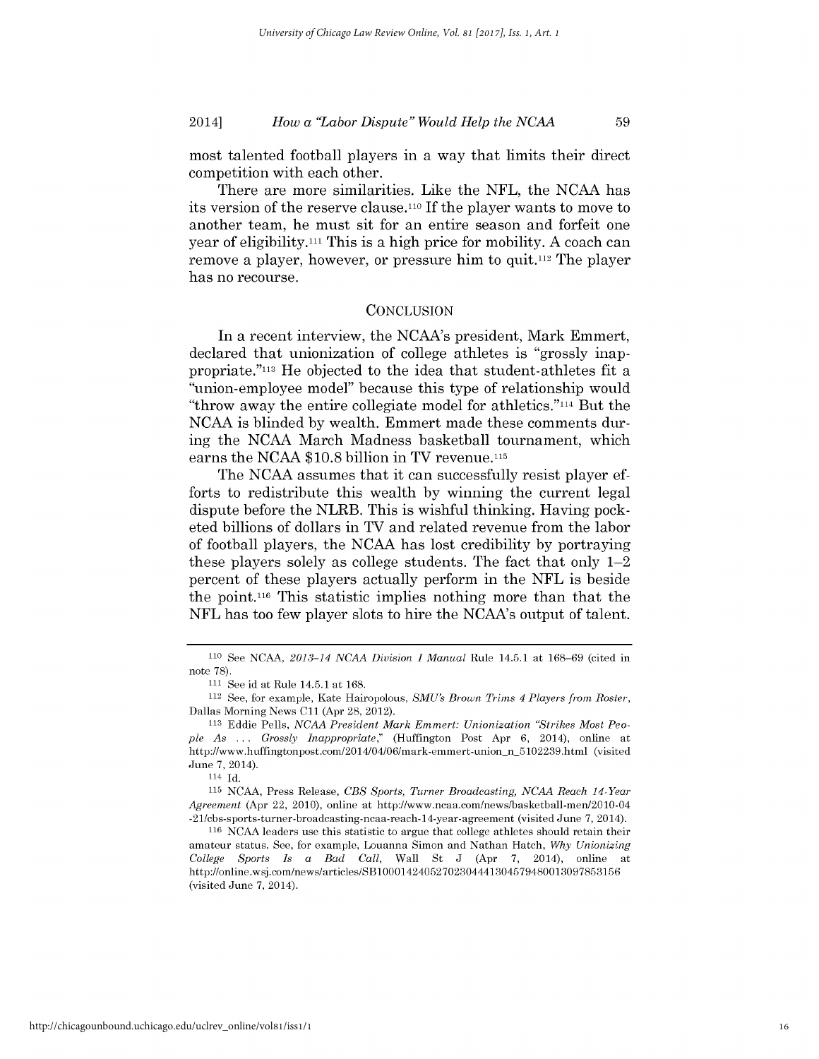most talented football players in a way that limits their direct competition with each other.

There are more similarities. Like the NFL, the NCAA has its version of the reserve clause.[110] If the player wants to move to another team, he must sit for an entire season and forfeit one year of eligibility.[111] This is a high price for mobility. A coach can remove a player, however, or pressure him to quit.[112] The player has no recourse.

## CONCLUSION

In a recent interview, the NCAA's president, Mark Emmert, declared that unionization of college athletes is "grossly inappropriate."[113] He objected to the idea that student-athletes fit a "union-employee model" because this type of relationship would "throw away the entire collegiate model for athletics."[114] But the NCAA is blinded by wealth. Emmert made these comments during the NCAA March Madness basketball tournament, which earns the NCAA $10.8 billion in TV revenue.[115]

The NCAA assumes that it can successfully resist player efforts to redistribute this wealth by winning the current legal dispute before the NLRB. This is wishful thinking. Having pocketed billions of dollars in TV and related revenue from the labor of football players, the NCAA has lost credibility by portraying these players solely as college students. The fact that only 1–2 percent of these players actually perform in the NFL is beside the point.[116] This statistic implies nothing more than that the NFL has too few player slots to hire the NCAA's output of talent.

---

[110] See NCAA, *2013–14 NCAA Division I Manual* Rule 14.5.1 at 168–69 (cited in note 78).

[111] See id at Rule 14.5.1 at 168.

[112] See, for example, Kate Hairopolous, *SMU's Brown Trims 4 Players from Roster*, Dallas Morning News C11 (Apr 28, 2012).

[113] Eddie Pells, *NCAA President Mark Emmert: Unionization "Strikes Most People As . . . Grossly Inappropriate*," (Huffington Post Apr 6, 2014), online at http://www.huffingtonpost.com/2014/04/06/mark-emmert-union_n_5102239.html (visited June 7, 2014).

[114] Id.

[115] NCAA, Press Release, *CBS Sports, Turner Broadcasting, NCAA Reach 14-Year Agreement* (Apr 22, 2010), online at http://www.ncaa.com/news/basketball-men/2010-04-21/cbs-sports-turner-broadcasting-ncaa-reach-14-year-agreement (visited June 7, 2014).

[116] NCAA leaders use this statistic to argue that college athletes should retain their amateur status. See, for example, Louanna Simon and Nathan Hatch, *Why Unionizing College Sports Is a Bad Call*, Wall St J (Apr 7, 2014), online at http://online.wsj.com/news/articles/SB10001424052702304441304579480013097853156 (visited June 7, 2014).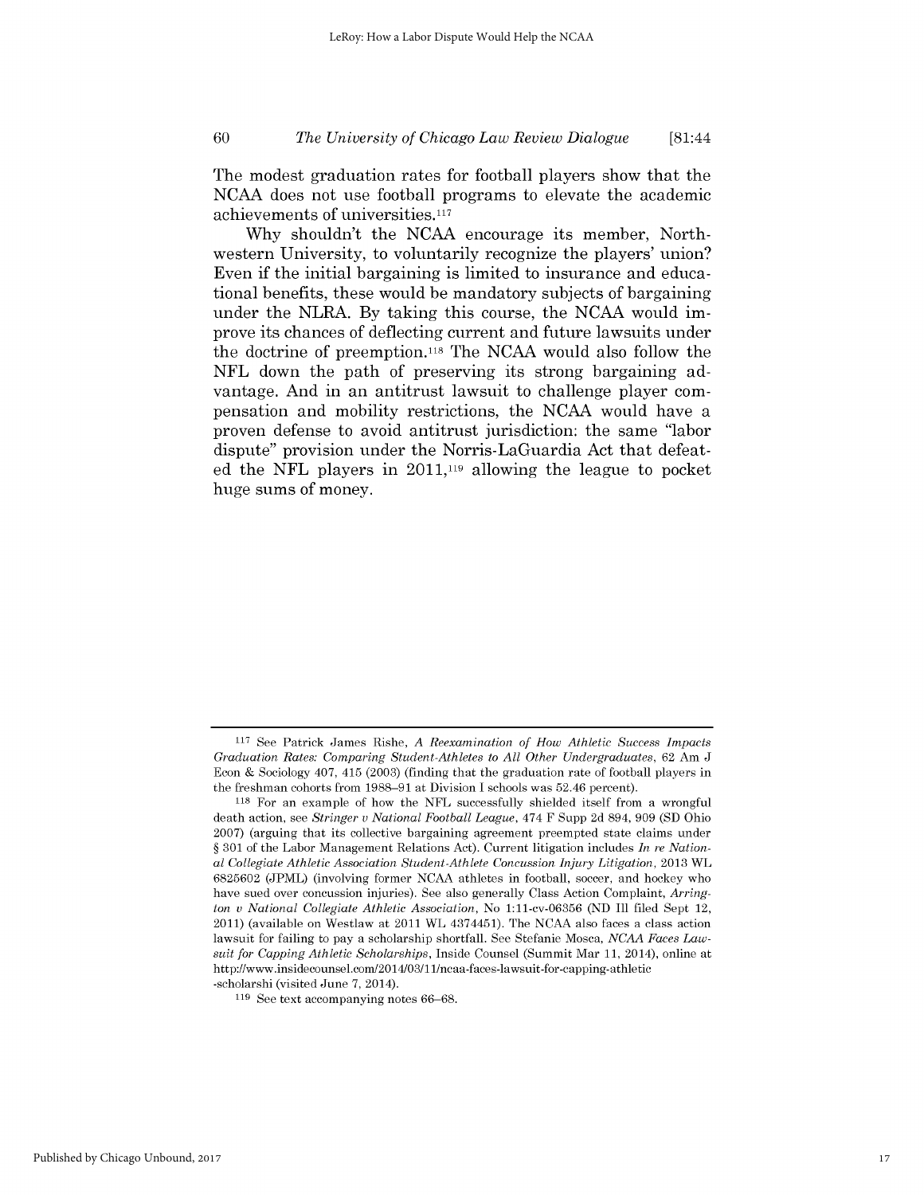The modest graduation rates for football players show that the NCAA does not use football programs to elevate the academic achievements of universities.[117]

Why shouldn't the NCAA encourage its member, Northwestern University, to voluntarily recognize the players' union? Even if the initial bargaining is limited to insurance and educational benefits, these would be mandatory subjects of bargaining under the NLRA. By taking this course, the NCAA would improve its chances of deflecting current and future lawsuits under the doctrine of preemption.[118] The NCAA would also follow the NFL down the path of preserving its strong bargaining advantage. And in an antitrust lawsuit to challenge player compensation and mobility restrictions, the NCAA would have a proven defense to avoid antitrust jurisdiction: the same "labor dispute" provision under the Norris-LaGuardia Act that defeated the NFL players in 2011,[119] allowing the league to pocket huge sums of money.

---

[117] See Patrick James Rishe, *A Reexamination of How Athletic Success Impacts Graduation Rates: Comparing Student-Athletes to All Other Undergraduates*, 62 Am J Econ & Sociology 407, 415 (2003) (finding that the graduation rate of football players in the freshman cohorts from 1988–91 at Division I schools was 52.46 percent).

[118] For an example of how the NFL successfully shielded itself from a wrongful death action, see *Stringer v National Football League*, 474 F Supp 2d 894, 909 (SD Ohio 2007) (arguing that its collective bargaining agreement preempted state claims under § 301 of the Labor Management Relations Act). Current litigation includes *In re National Collegiate Athletic Association Student-Athlete Concussion Injury Litigation*, 2013 WL 6825602 (JPML) (involving former NCAA athletes in football, soccer, and hockey who have sued over concussion injuries). See also generally Class Action Complaint, *Arrington v National Collegiate Athletic Association*, No 1:11-cv-06356 (ND Ill filed Sept 12, 2011) (available on Westlaw at 2011 WL 4374451). The NCAA also faces a class action lawsuit for failing to pay a scholarship shortfall. See Stefanie Mosca, *NCAA Faces Lawsuit for Capping Athletic Scholarships*, Inside Counsel (Summit Mar 11, 2014), online at http://www.insidecounsel.com/2014/03/11/ncaa-faces-lawsuit-for-capping-athletic-scholarshi (visited June 7, 2014).

[119] See text accompanying notes 66–68.